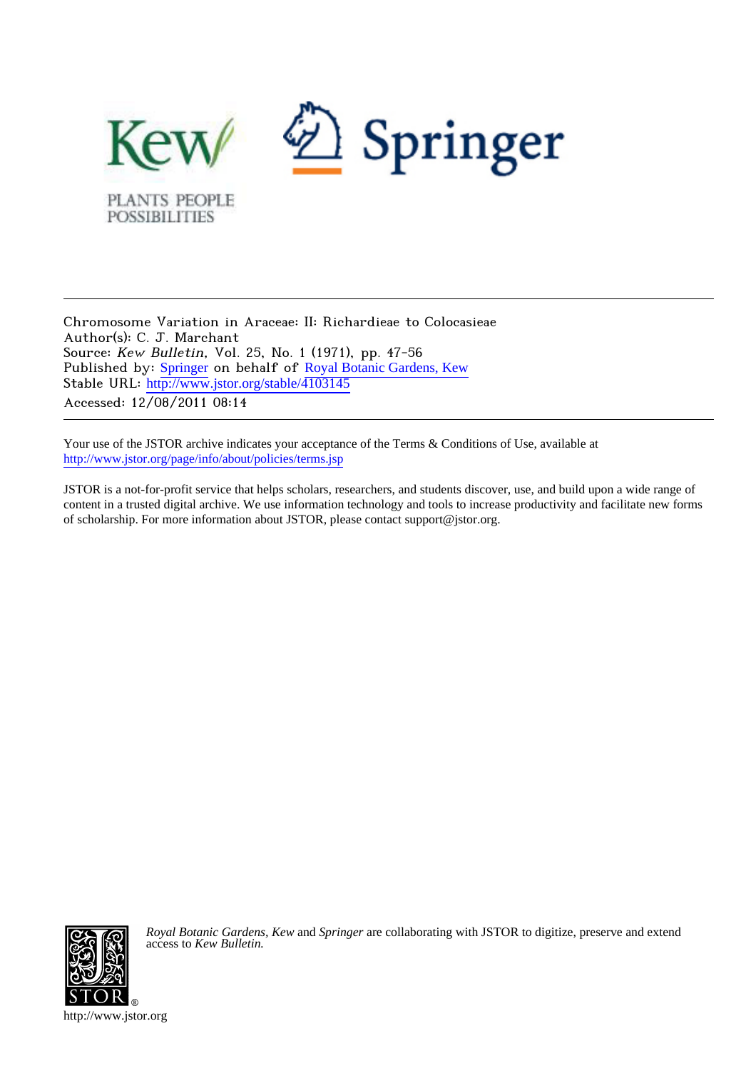Chromosome Variation in Araceae: II: Richardieae to Colocasieae
Author(s): C. J. Marchant
Source: *Kew Bulletin*, Vol. 25, No. 1 (1971), pp. 47-56
Published by: Springer on behalf of Royal Botanic Gardens, Kew
Stable URL: http://www.jstor.org/stable/4103145
Accessed: 12/08/2011 08:14

Your use of the JSTOR archive indicates your acceptance of the Terms & Conditions of Use, available at
http://www.jstor.org/page/info/about/policies/terms.jsp

JSTOR is a not-for-profit service that helps scholars, researchers, and students discover, use, and build upon a wide range of content in a trusted digital archive. We use information technology and tools to increase productivity and facilitate new forms of scholarship. For more information about JSTOR, please contact support@jstor.org.

*Royal Botanic Gardens, Kew* and *Springer* are collaborating with JSTOR to digitize, preserve and extend access to *Kew Bulletin.*

http://www.jstor.org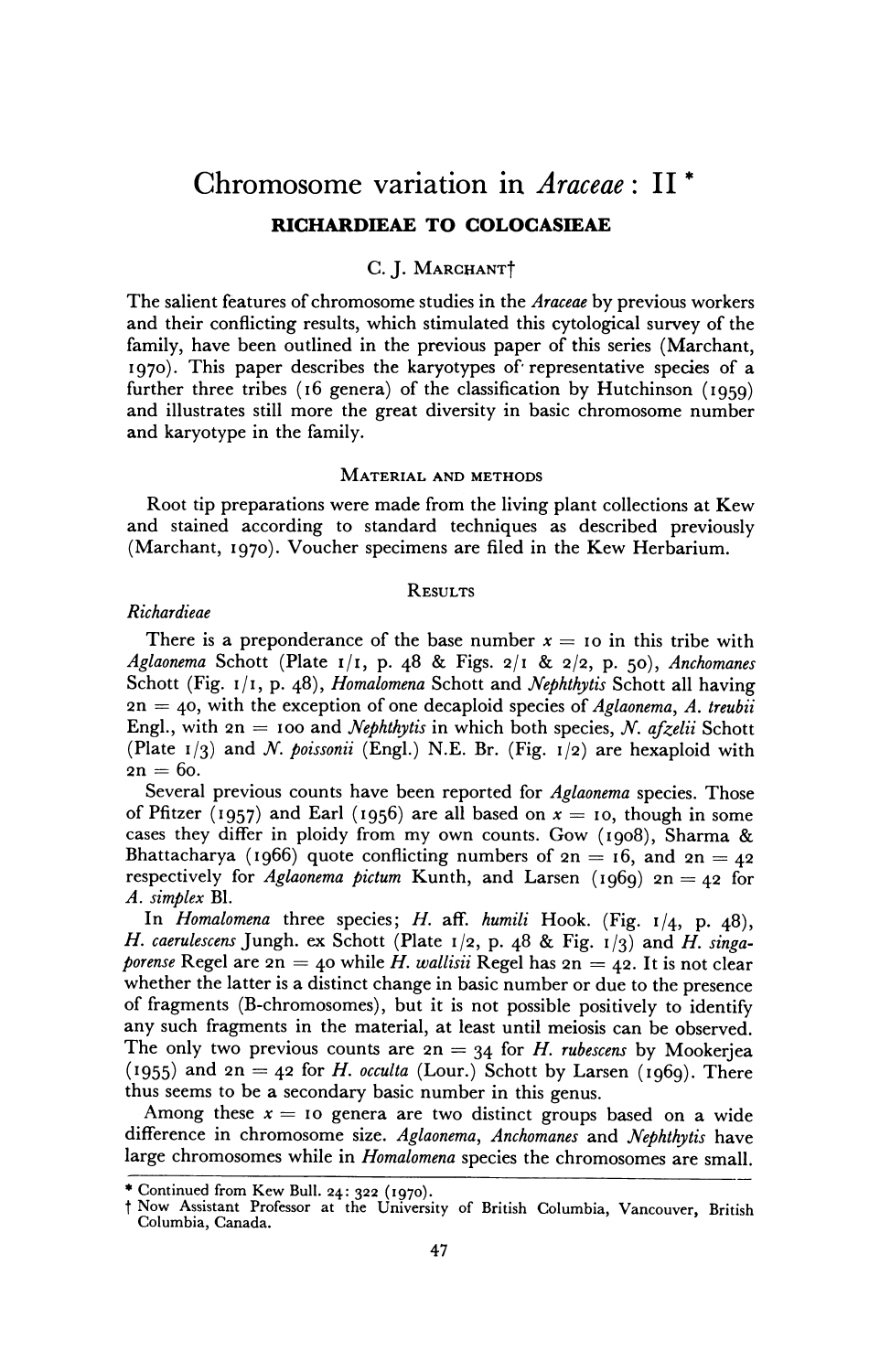# Chromosome variation in *Araceae*: II *

## RICHARDIEAE TO COLOCASIEAE

C. J. Marchant†

The salient features of chromosome studies in the *Araceae* by previous workers and their conflicting results, which stimulated this cytological survey of the family, have been outlined in the previous paper of this series (Marchant, 1970). This paper describes the karyotypes of representative species of a further three tribes (16 genera) of the classification by Hutchinson (1959) and illustrates still more the great diversity in basic chromosome number and karyotype in the family.

### Material and methods

Root tip preparations were made from the living plant collections at Kew and stained according to standard techniques as described previously (Marchant, 1970). Voucher specimens are filed in the Kew Herbarium.

### Results

*Richardieae*

There is a preponderance of the base number $x = 10$ in this tribe with *Aglaonema* Schott (Plate 1/1, p. 48 & Figs. 2/1 & 2/2, p. 50), *Anchomanes* Schott (Fig. 1/1, p. 48), *Homalomena* Schott and *Nephthytis* Schott all having $2n = 40$, with the exception of one decaploid species of *Aglaonema*, *A. treubii* Engl., with $2n = 100$ and *Nephthytis* in which both species, *N. afzelii* Schott (Plate 1/3) and *N. poissonii* (Engl.) N.E. Br. (Fig. 1/2) are hexaploid with $2n = 60$.

Several previous counts have been reported for *Aglaonema* species. Those of Pfitzer (1957) and Earl (1956) are all based on $x = 10$, though in some cases they differ in ploidy from my own counts. Gow (1908), Sharma & Bhattacharya (1966) quote conflicting numbers of $2n = 16$, and $2n = 42$ respectively for *Aglaonema pictum* Kunth, and Larsen (1969) $2n = 42$ for *A. simplex* Bl.

In *Homalomena* three species; *H.* aff. *humili* Hook. (Fig. 1/4, p. 48), *H. caerulescens* Jungh. ex Schott (Plate 1/2, p. 48 & Fig. 1/3) and *H. singaporense* Regel are $2n = 40$ while *H. wallisii* Regel has $2n = 42$. It is not clear whether the latter is a distinct change in basic number or due to the presence of fragments (B-chromosomes), but it is not possible positively to identify any such fragments in the material, at least until meiosis can be observed. The only two previous counts are $2n = 34$ for *H. rubescens* by Mookerjea (1955) and $2n = 42$ for *H. occulta* (Lour.) Schott by Larsen (1969). There thus seems to be a secondary basic number in this genus.

Among these $x = 10$ genera are two distinct groups based on a wide difference in chromosome size. *Aglaonema*, *Anchomanes* and *Nephthytis* have large chromosomes while in *Homalomena* species the chromosomes are small.

---

\* Continued from Kew Bull. 24: 322 (1970).

† Now Assistant Professor at the University of British Columbia, Vancouver, British Columbia, Canada.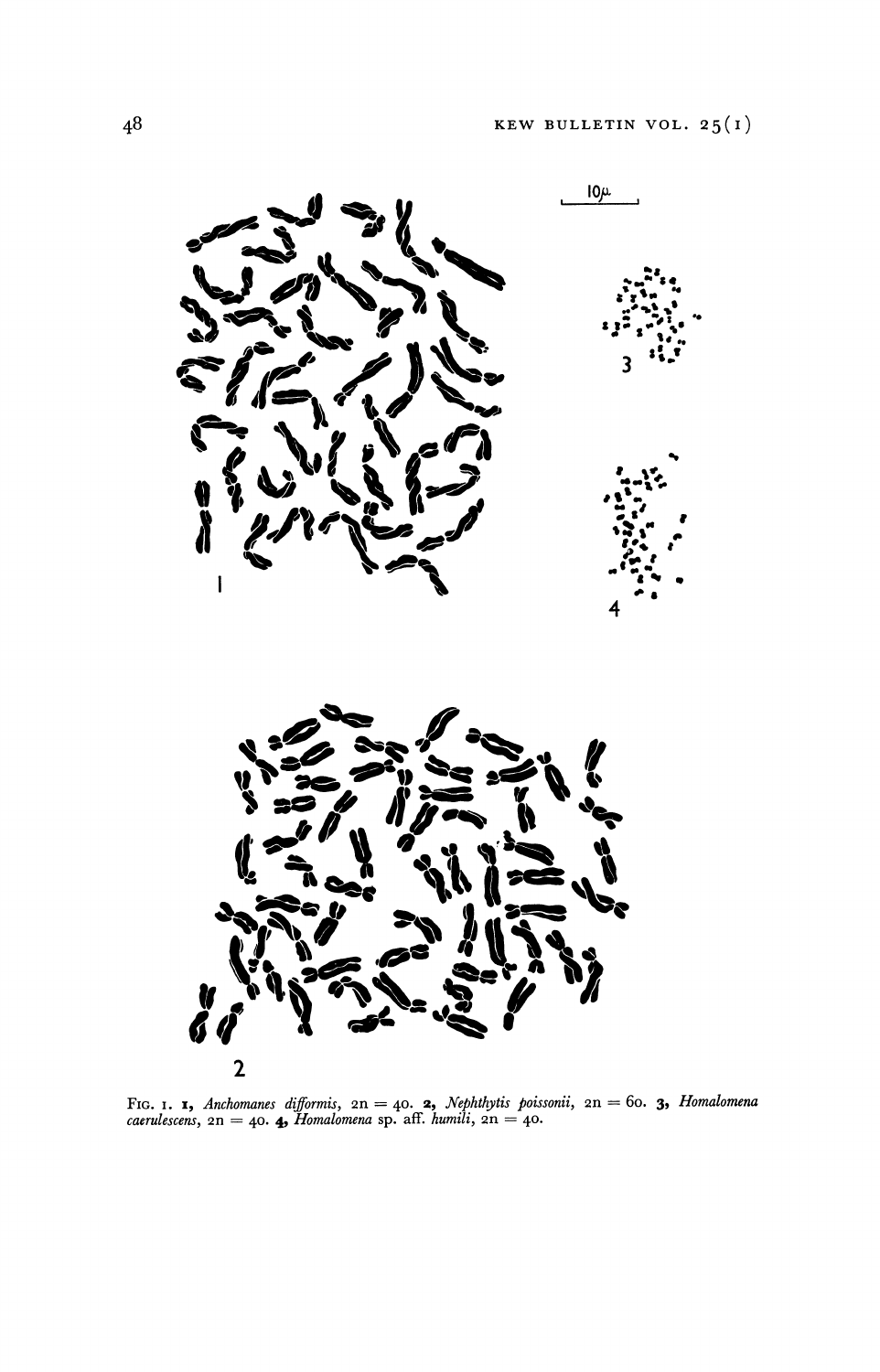Fig. 1. **1**, *Anchomanes difformis*, 2n = 40. **2**, *Nephthytis poissonii*, 2n = 60. **3**, *Homalomena caerulescens*, 2n = 40. **4**, *Homalomena* sp. aff. *humili*, 2n = 40.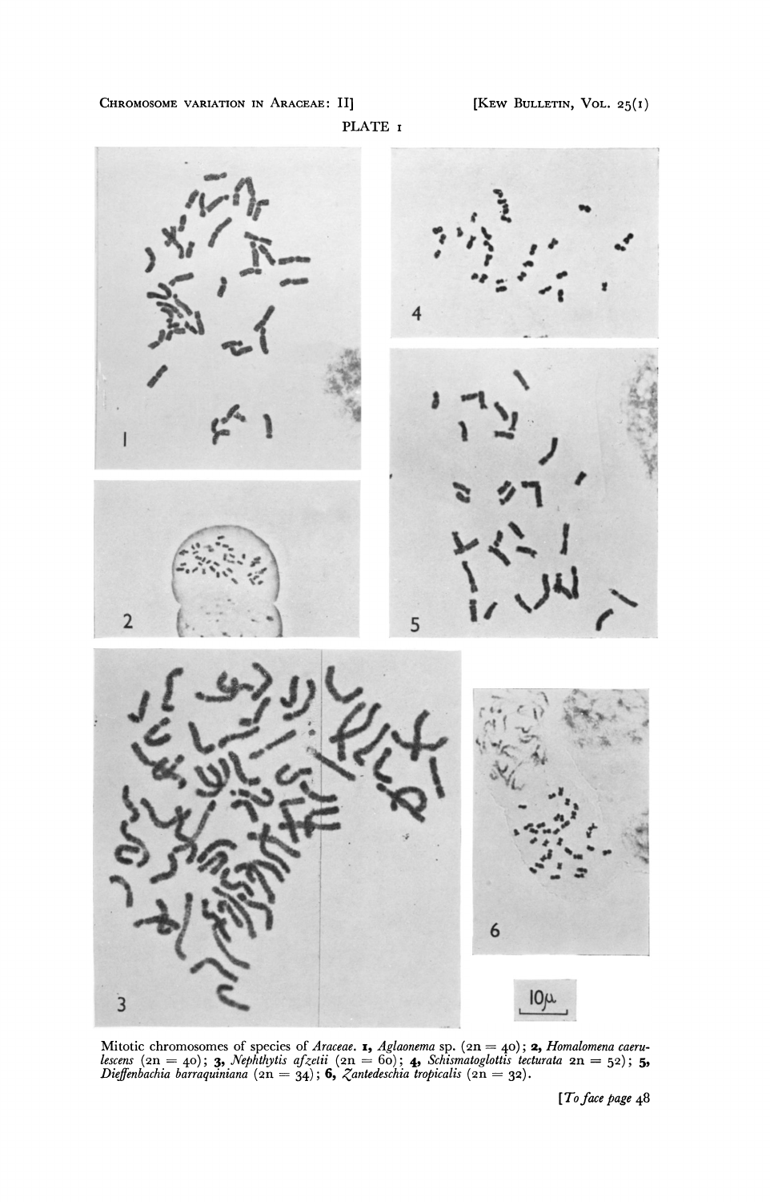PLATE 1

Mitotic chromosomes of species of *Araceae*. **1,** *Aglaonema* sp. (2n = 40); **2,** *Homalomena caerulescens* (2n = 40); **3,** *Nephthytis afzelii* (2n = 60); **4,** *Schismatoglottis tecturata* 2n = 52); **5,** *Dieffenbachia barraquiniana* (2n = 34); **6,** *Zantedeschia tropicalis* (2n = 32).

[*To face page* 48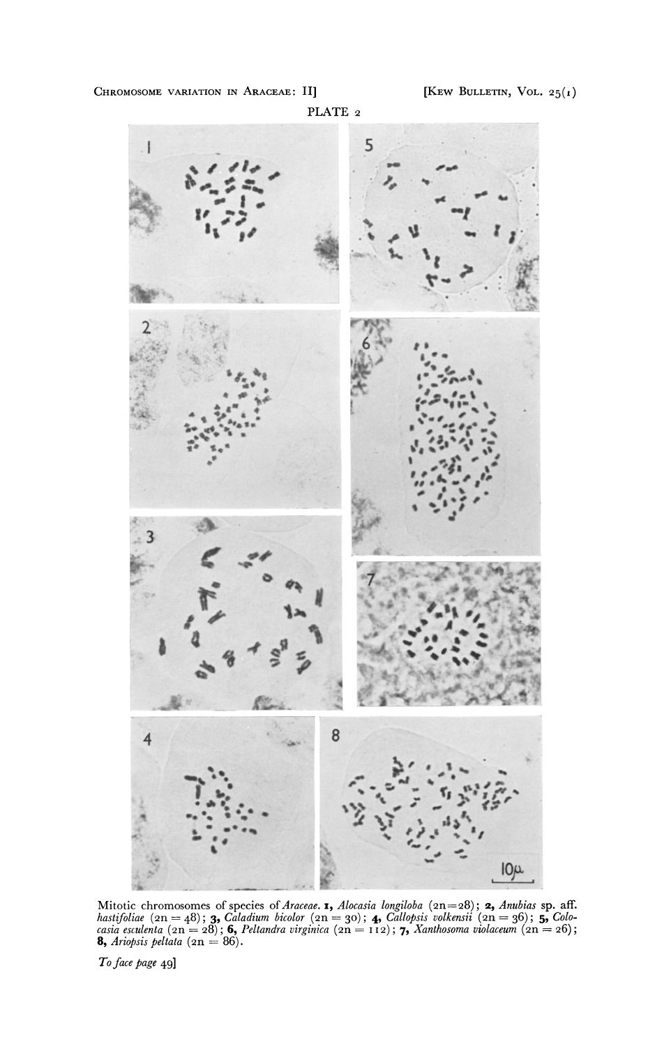PLATE 2

Mitotic chromosomes of species of *Araceae*. **1,** *Alocasia longiloba* (2n=28); **2,** *Anubias* sp. aff. *hastifoliae* (2n = 48); **3,** *Caladium bicolor* (2n = 30); **4,** *Callopsis volkensii* (2n = 36); **5,** *Colocasia esculenta* (2n = 28); **6,** *Peltandra virginica* (2n = 112); **7,** *Xanthosoma violaceum* (2n = 26); **8,** *Ariopsis peltata* (2n = 86).

*To face page 49*]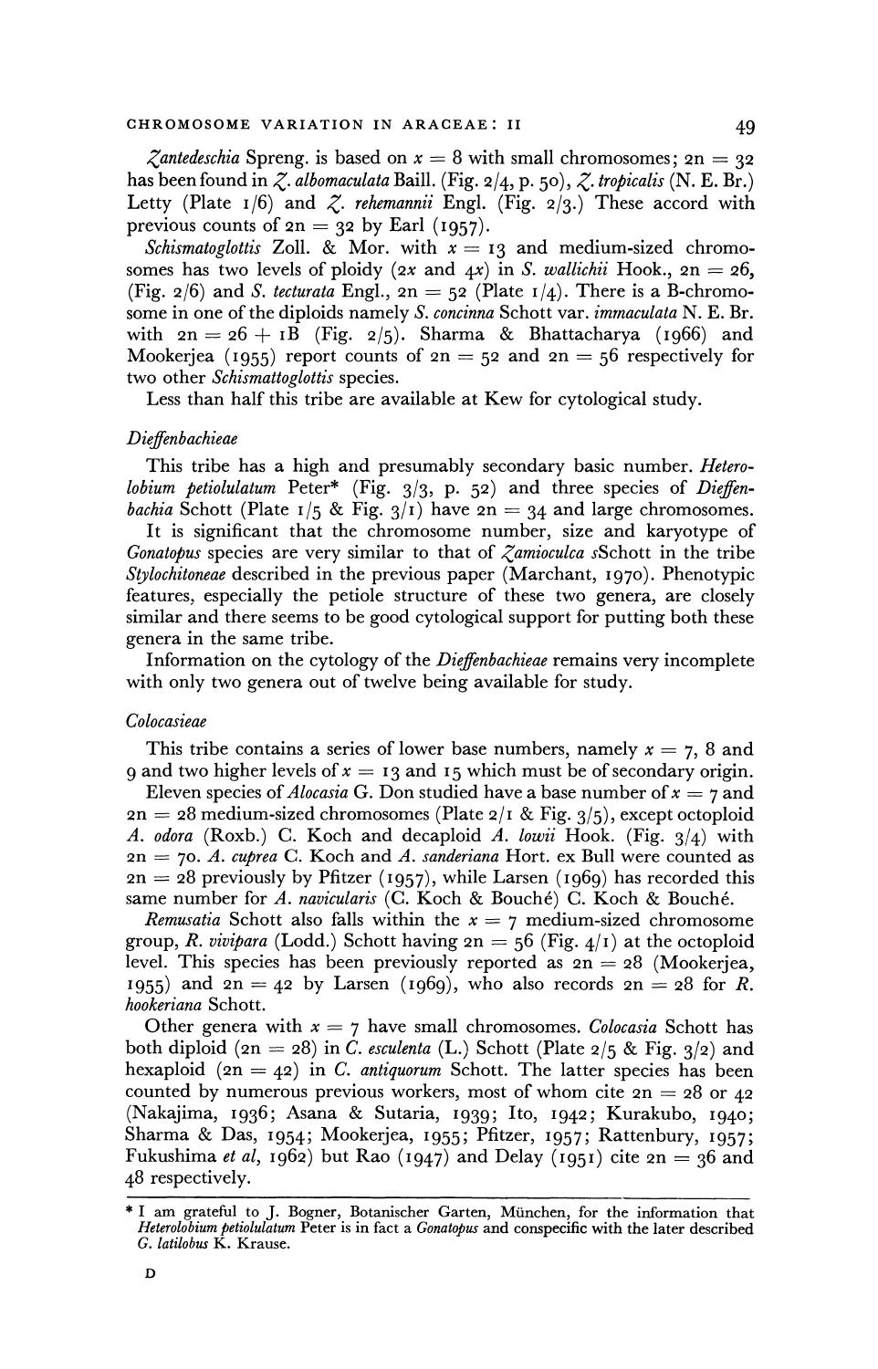*Zantedeschia* Spreng. is based on $x = 8$ with small chromosomes; $2n = 32$ has been found in *Z. albomaculata* Baill. (Fig. 2/4, p. 50), *Z. tropicalis* (N. E. Br.) Letty (Plate 1/6) and *Z. rehemannii* Engl. (Fig. 2/3.) These accord with previous counts of $2n = 32$ by Earl (1957).

*Schismatoglottis* Zoll. & Mor. with $x = 13$ and medium-sized chromosomes has two levels of ploidy ($2x$ and $4x$) in *S. wallichii* Hook., $2n = 26$, (Fig. 2/6) and *S. tecturata* Engl., $2n = 52$ (Plate 1/4). There is a B-chromosome in one of the diploids namely *S. concinna* Schott var. *immaculata* N. E. Br. with $2n = 26 + 1B$ (Fig. 2/5). Sharma & Bhattacharya (1966) and Mookerjea (1955) report counts of $2n = 52$ and $2n = 56$ respectively for two other *Schismattoglottis* species.

Less than half this tribe are available at Kew for cytological study.

### *Dieffenbachieae*

This tribe has a high and presumably secondary basic number. *Heterolobium petiolulatum* Peter* (Fig. 3/3, p. 52) and three species of *Dieffenbachia* Schott (Plate 1/5 & Fig. 3/1) have $2n = 34$ and large chromosomes.

It is significant that the chromosome number, size and karyotype of *Gonatopus* species are very similar to that of *Zamioculca s*Schott in the tribe *Stylochitoneae* described in the previous paper (Marchant, 1970). Phenotypic features, especially the petiole structure of these two genera, are closely similar and there seems to be good cytological support for putting both these genera in the same tribe.

Information on the cytology of the *Dieffenbachieae* remains very incomplete with only two genera out of twelve being available for study.

### *Colocasieae*

This tribe contains a series of lower base numbers, namely $x = 7$, 8 and 9 and two higher levels of $x = 13$ and 15 which must be of secondary origin.

Eleven species of *Alocasia* G. Don studied have a base number of $x = 7$ and $2n = 28$ medium-sized chromosomes (Plate 2/1 & Fig. 3/5), except octoploid *A. odora* (Roxb.) C. Koch and decaploid *A. lowii* Hook. (Fig. 3/4) with $2n = 70$. *A. cuprea* C. Koch and *A. sanderiana* Hort. ex Bull were counted as $2n = 28$ previously by Pfitzer (1957), while Larsen (1969) has recorded this same number for *A. navicularis* (C. Koch & Bouché) C. Koch & Bouché.

*Remusatia* Schott also falls within the $x = 7$ medium-sized chromosome group, *R. vivipara* (Lodd.) Schott having $2n = 56$ (Fig. 4/1) at the octoploid level. This species has been previously reported as $2n = 28$ (Mookerjea, 1955) and $2n = 42$ by Larsen (1969), who also records $2n = 28$ for *R. hookeriana* Schott.

Other genera with $x = 7$ have small chromosomes. *Colocasia* Schott has both diploid ($2n = 28$) in *C. esculenta* (L.) Schott (Plate 2/5 & Fig. 3/2) and hexaploid ($2n = 42$) in *C. antiquorum* Schott. The latter species has been counted by numerous previous workers, most of whom cite $2n = 28$ or 42 (Nakajima, 1936; Asana & Sutaria, 1939; Ito, 1942; Kurakubo, 1940; Sharma & Das, 1954; Mookerjea, 1955; Pfitzer, 1957; Rattenbury, 1957; Fukushima *et al*, 1962) but Rao (1947) and Delay (1951) cite $2n = 36$ and 48 respectively.

---

* I am grateful to J. Bogner, Botanischer Garten, München, for the information that *Heterolobium petiolulatum* Peter is in fact a *Gonatopus* and conspecific with the later described *G. latilobus* K. Krause.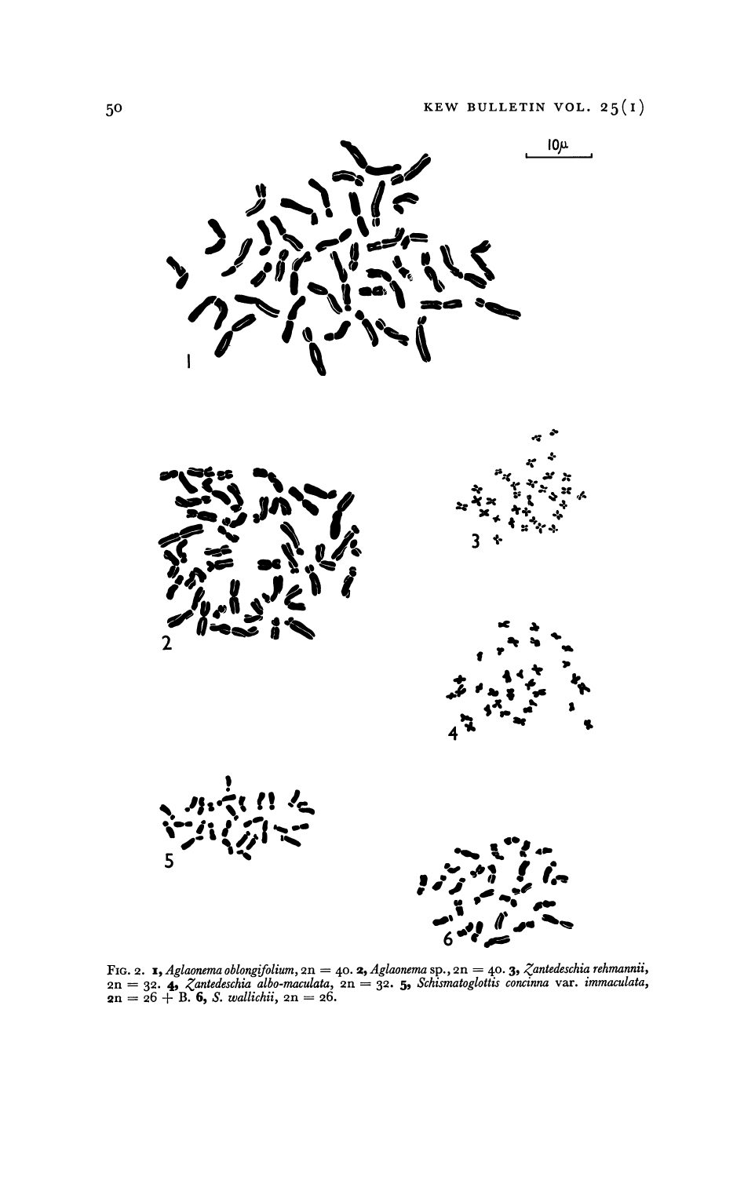Fig. 2. **1,** *Aglaonema oblongifolium*, 2n = 40. **2,** *Aglaonema* sp., 2n = 40. **3,** *Zantedeschia rehmannii*, 2n = 32. **4,** *Zantedeschia albo-maculata*, 2n = 32. **5,** *Schismatoglottis concinna* var. *immaculata*, 2n = 26 + B. **6,** *S. wallichii*, 2n = 26.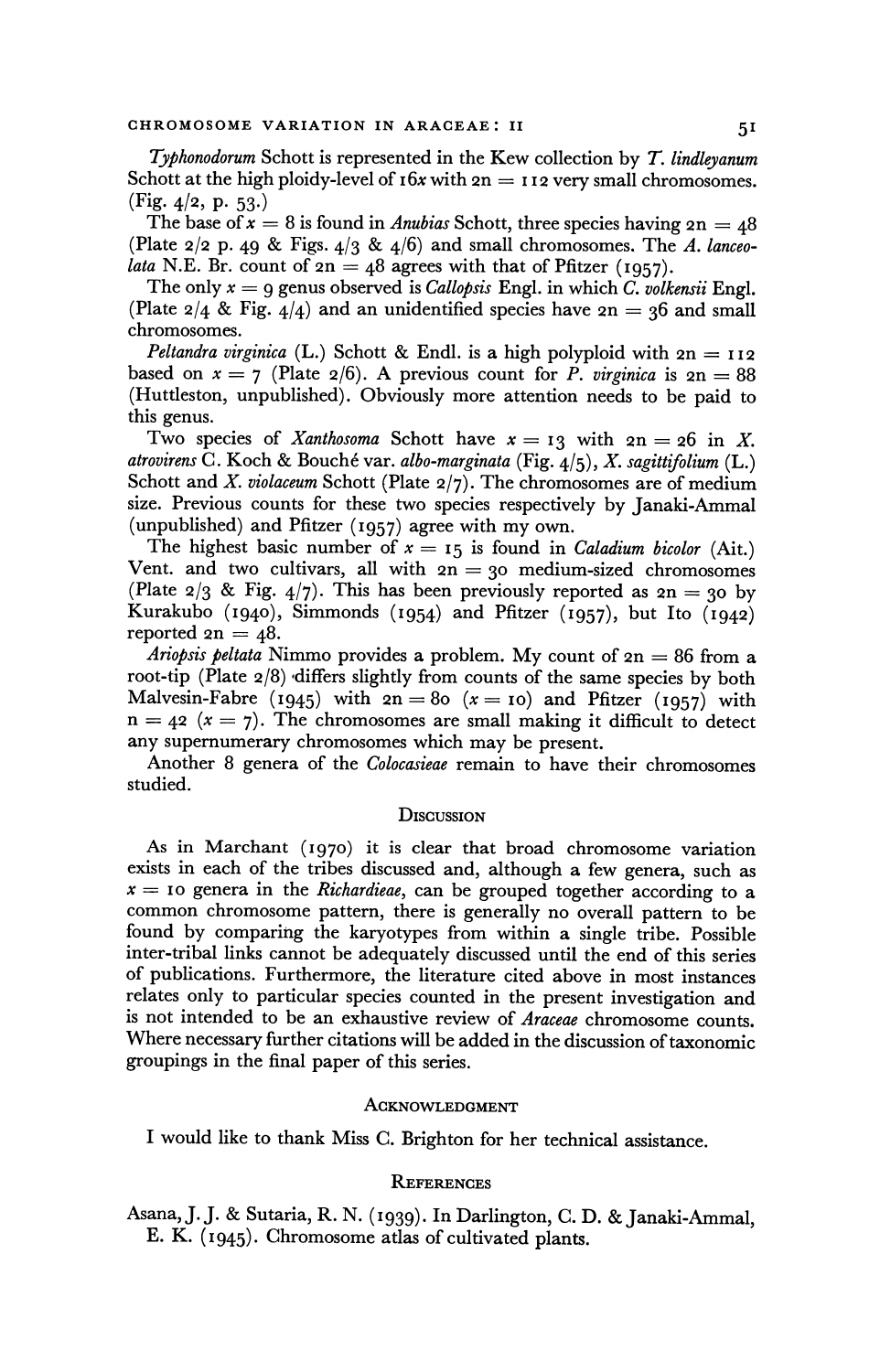*Typhonodorum* Schott is represented in the Kew collection by *T. lindleyanum* Schott at the high ploidy-level of $16x$ with $2n = 112$ very small chromosomes. (Fig. 4/2, p. 53.)

The base of $x = 8$ is found in *Anubias* Schott, three species having $2n = 48$ (Plate 2/2 p. 49 & Figs. 4/3 & 4/6) and small chromosomes. The *A. lanceolata* N.E. Br. count of $2n = 48$ agrees with that of Pfitzer (1957).

The only $x = 9$ genus observed is *Callopsis* Engl. in which *C. volkensii* Engl. (Plate 2/4 & Fig. 4/4) and an unidentified species have $2n = 36$ and small chromosomes.

*Peltandra virginica* (L.) Schott & Endl. is a high polyploid with $2n = 112$ based on $x = 7$ (Plate 2/6). A previous count for *P. virginica* is $2n = 88$ (Huttleston, unpublished). Obviously more attention needs to be paid to this genus.

Two species of *Xanthosoma* Schott have $x = 13$ with $2n = 26$ in *X. atrovirens* C. Koch & Bouché var. *albo-marginata* (Fig. 4/5), *X. sagittifolium* (L.) Schott and *X. violaceum* Schott (Plate 2/7). The chromosomes are of medium size. Previous counts for these two species respectively by Janaki-Ammal (unpublished) and Pfitzer (1957) agree with my own.

The highest basic number of $x = 15$ is found in *Caladium bicolor* (Ait.) Vent. and two cultivars, all with $2n = 30$ medium-sized chromosomes (Plate 2/3 & Fig. 4/7). This has been previously reported as $2n = 30$ by Kurakubo (1940), Simmonds (1954) and Pfitzer (1957), but Ito (1942) reported $2n = 48$.

*Ariopsis peltata* Nimmo provides a problem. My count of $2n = 86$ from a root-tip (Plate 2/8) differs slightly from counts of the same species by both Malvesin-Fabre (1945) with $2n = 80$ ($x = 10$) and Pfitzer (1957) with $n = 42$ ($x = 7$). The chromosomes are small making it difficult to detect any supernumerary chromosomes which may be present.

Another 8 genera of the *Colocasieae* remain to have their chromosomes studied.

## Discussion

As in Marchant (1970) it is clear that broad chromosome variation exists in each of the tribes discussed and, although a few genera, such as $x = 10$ genera in the *Richardieae*, can be grouped together according to a common chromosome pattern, there is generally no overall pattern to be found by comparing the karyotypes from within a single tribe. Possible inter-tribal links cannot be adequately discussed until the end of this series of publications. Furthermore, the literature cited above in most instances relates only to particular species counted in the present investigation and is not intended to be an exhaustive review of *Araceae* chromosome counts. Where necessary further citations will be added in the discussion of taxonomic groupings in the final paper of this series.

## Acknowledgment

I would like to thank Miss C. Brighton for her technical assistance.

## References

Asana, J. J. & Sutaria, R. N. (1939). In Darlington, C. D. & Janaki-Ammal, E. K. (1945). Chromosome atlas of cultivated plants.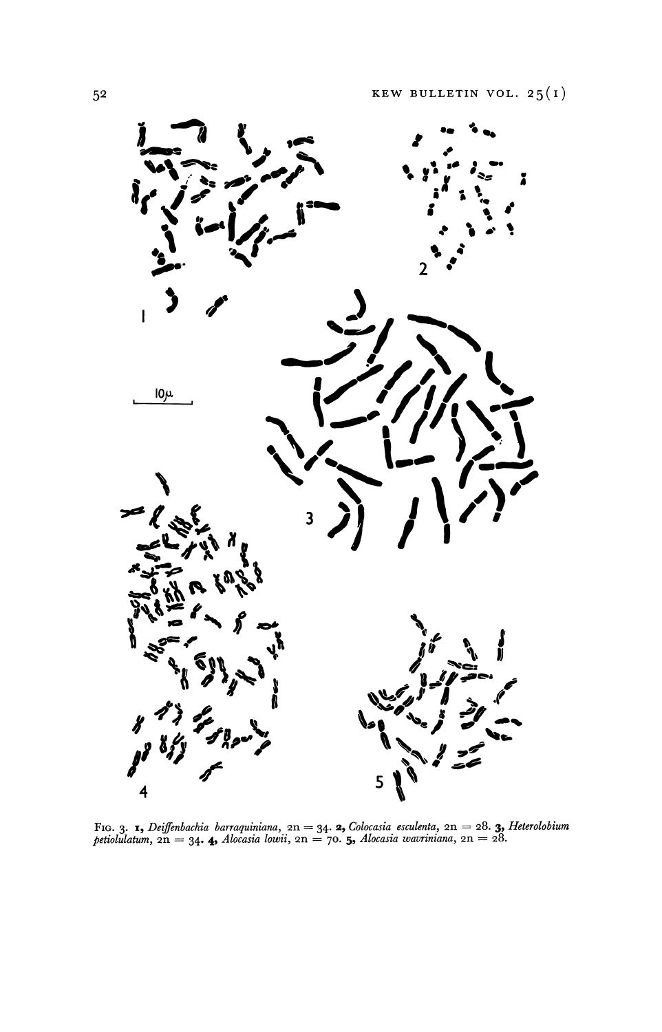Fig. 3. **1,** *Deiffenbachia barraquiniana*, 2n = 34. **2,** *Colocasia esculenta*, 2n = 28. **3,** *Heterolobium petiolulatum*, 2n = 34. **4,** *Alocasia lowii*, 2n = 70. **5,** *Alocasia wavriniana*, 2n = 28.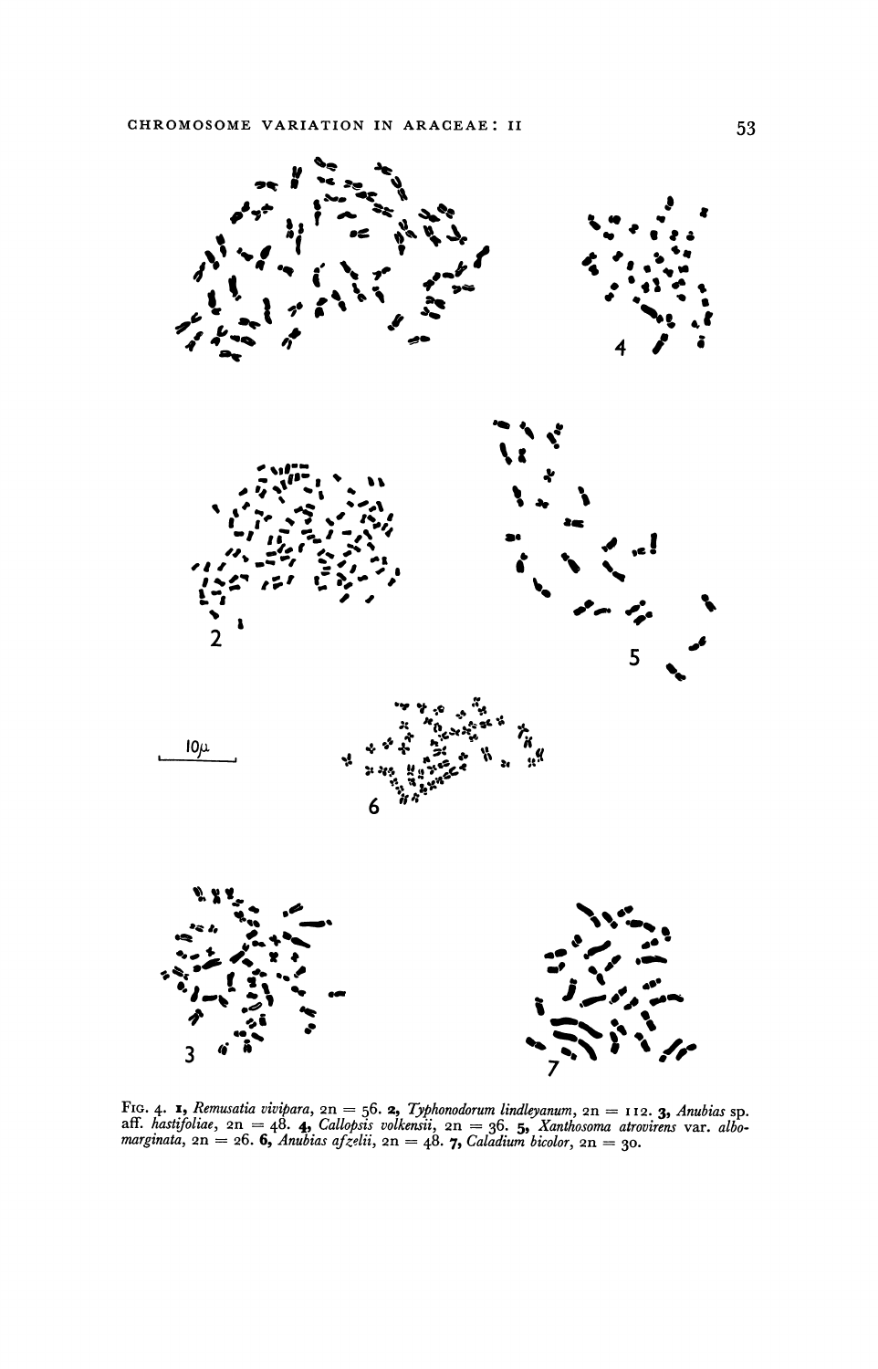FIG. 4. **1**, *Remusatia vivipara*, 2n = 56. **2**, *Typhonodorum lindleyanum*, 2n = 112. **3**, *Anubias* sp. aff. *hastifoliae*, 2n = 48. **4**, *Callopsis volkensii*, 2n = 36. **5**, *Xanthosoma atrovirens* var. *albomarginata*, 2n = 26. **6**, *Anubias afzelii*, 2n = 48. **7**, *Caladium bicolor*, 2n = 30.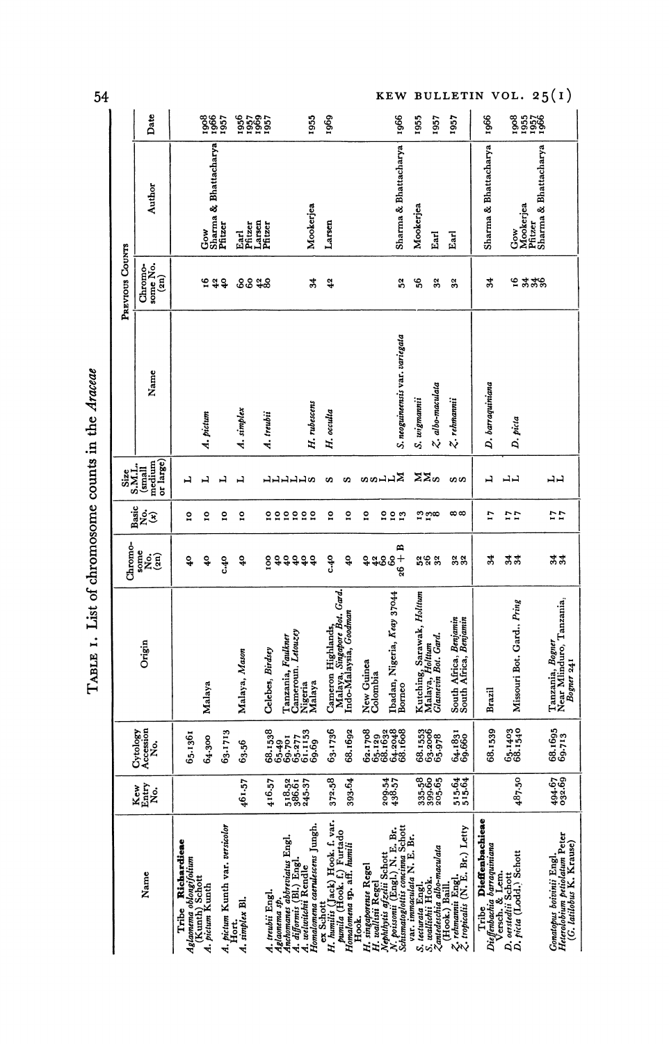TABLE 1. List of chromosome counts in the *Araceae*

| Name | Kew Entry No. | Cytology Accession No. | Origin | Chromosome No. (2n) | Basic No. (x) | Size S.M.L. (small medium or large) | Previous Counts: Name | Chromosome No. (2n) | Author | Date |
|---|---|---|---|---|---|---|---|---|---|---|
| Tribe **Richardieae** | | | | | | | | | | |
| *Aglaonema oblongifolium* (Kunth) Schott | | 65.1361 | | 40 | 10 | L | | | | |
| *A. pictum* Kunth | | 64.300 | Malaya | 40 | 10 | L | *A. pictum* | 16<br>42<br>40 | Gow<br>Sharma & Bhattacharya<br>Pfitzer | 1908<br>1966<br>1957 |
| *A. pictum* Kunth var. *versicolor* Hort. | | 63.1713 | | c.40 | 10 | L | | | | |
| *A. simplex* Bl. | 461.57 | 63.56 | Malaya, *Mason* | 40 | 10 | L | *A. simplex* | 60<br>60<br>42 | Earl<br>Pfitzer<br>Larsen | 1956<br>1957<br>1969 |
| *A. treubii* Engl. | 416.57 | 68.1538 | Celebes, *Birdsey* | 100 | 10 | L | *A. treubii* | 80 | Pfitzer | 1957 |
| *Aglaonema sp.* | | 65.49 | | 40 | 10 | L | | | | |
| *Anchomanes abbreviatus* Engl. | 518.52 | 69.701 | Tanzania, *Faulkner* | 40 | 10 | L | | | | |
| *A. difformis* (Bl.) Engl. | 386.61 | 65.277 | Cameroun, *Letouzey* | 40 | 10 | L | | | | |
| *A. welwitschii* Rendle | 245.37 | 61.1153 | Nigeria | 40 | 10 | L | | | | |
| *Homalomena caerulescens* Jungh. ex Schott | | 69.69 | Malaya | 40 | 10 | S | *H. rubescens* | 34 | Mookerjea | 1955 |
| *H. humilis* (Jack) Hook. f. var. *pumila* (Hook. f.) Furtado | 372.58 | 63.1736 | Cameron Highlands, Malaya, *Singapore Bot. Gard.* | c.40 | 10 | S | *H. occulta* | 42 | Larsen | 1969 |
| *Homalomena* sp. aff. *humili* Hook. | 393.64 | 68.1692 | Indo-Malaysia, *Goodman* | 40 | 10 | S | | | | |
| *H. singaporense* Regel | | 62.1708 | New Guinea | 40 | 10 | S | | | | |
| *H. wallisii* Regel | | 65.129 | Colombia | 42 | | S | | | | |
| *Nephthytis afzelii* Schott | 209.54 | 68.1632 | | 60 | 10 | L | | | | |
| *N. poissonii* (Engl.) N. E. Br. | 438.57 | 64.2048 | Ibadan, Nigeria, *Keay* 37044 | 60 | 10 | L | | | | |
| *Schismatoglottis concinna* Schott var. *immaculata* N. E. Br. | | 68.1608 | Borneo | 26 + B | 13 | M | *S. neoguineensis* var. *variegata* | 52 | Sharma & Bhattacharya | 1966 |
| *S. tecturata* Engl. | 335.58 | 68.1553 | Kutching, Sarawak, *Holttum* | 52 | 13 | M | *S. wigmannii* | 56 | Mookerjea | 1955 |
| *S. wallichii* Hook. | 399.60 | 63.2066 | Malaya, *Holttum* | 26 | 13 | M | | | | |
| *Zantedeschia albo-maculata* (Hook.) Baill. | 205.65 | 65.978 | *Glasnevin Bot. Gard.* | 32 | 8 | S | *Z. albo-maculata* | 32 | Earl | 1957 |
| *Z. rehmannii* Engl. | 515.64 | 64.1831 | South Africa, *Benjamin* | 32 | 8 | S | *Z. rehmannii* | 32 | Earl | 1957 |
| *Z. tropicalis* (N. E. Br.) Letty | 515.64 | 69.660 | South Africa, *Benjamin* | 32 | 8 | S | | | | |
| Tribe **Dieffenbachieae** | | | | | | | | | | |
| *Dieffenbachia barraquiniana* Versch. & Lem. | | 68.1539 | Brazil | 34 | 17 | L | *D. barraquiniana* | 34 | Sharma & Bhattacharya | 1966 |
| *D. oerstedii* Schott | | 65.1403 | | 34 | 17 | L | | | | |
| *D. picta* (Lodd.) Schott | 487.50 | 68.1540 | Missouri Bot. Gard., *Pring* | 34 | 17 | L | *D. picta* | 16<br>34<br>34<br>36 | Gow<br>Mookerjea<br>Pfitzer<br>Sharma & Bhattacharya | 1908<br>1955<br>1957<br>1966 |
| *Gonatopus boivinii* Engl. | 494.67 | 68.1695 | Tanzania, *Bogner* | 34 | 17 | L | | | | |
| *Heterolobium petiolatum* Peter (*G. latilobus* K. Krause) | 032.69 | 69.713 | Near Mlinduro, Tanzania, *Bogner* 241 | 34 | 17 | L | | | | |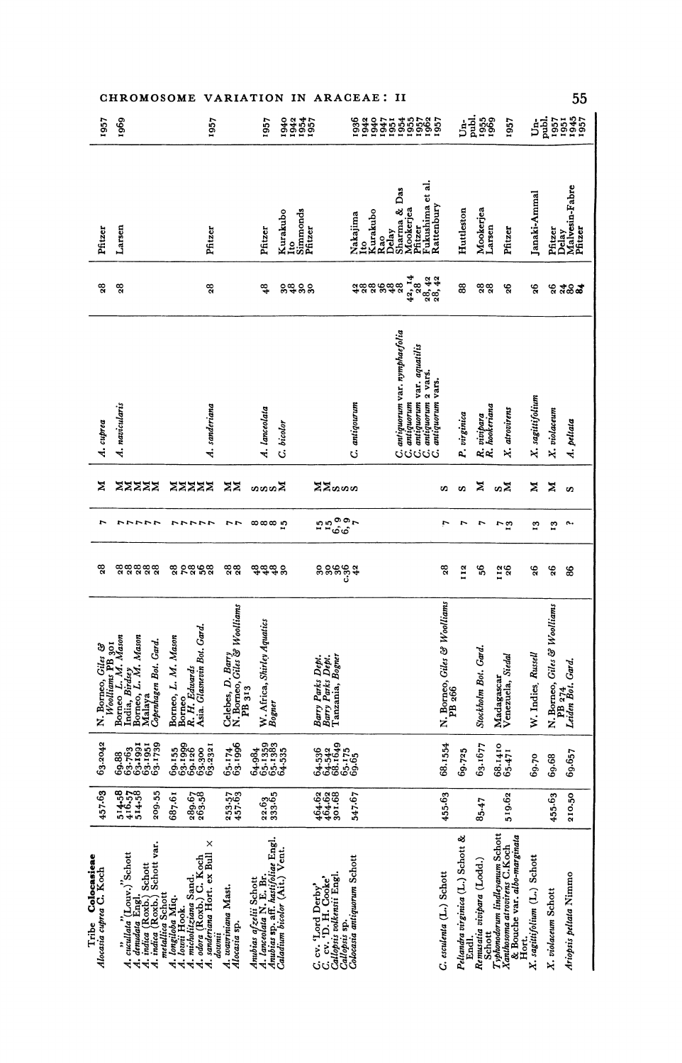| Taxon | | | Source | 2n | x | | Previous reports | 2n | Author | Date |
|---|---|---|---|---|---|---|---|---|---|---|
| **Tribe Colocasieae** | | | | | | | | | | |
| *Alocasia cuprea* C. Koch | 457.63 | 63.2042 | N. Borneo, *Giles & Woolliams* PB 301 | 28 | 7 | M | *A. cuprea* | 28 | Pfitzer | 1957 |
| " | 514.58 | 69.88 | Borneo, *L. M. Mason* | 28 | 7 | M | *A. navicularis* | 28 | Larsen | 1969 |
| *A. cucullata* (Louv.) Schott | 416.57 | 63.783 | India, *Birdsey* | 28 | 7 | M | | | | |
| *A. denudata* Engl. | 514.58 | 63.1991 | Borneo, *L. M. Mason* | 28 | 7 | M | | | | |
| *A. indica* (Roxb.) Schott | | 63.1951 | Malaya | 28 | 7 | M | | | | |
| *A. indica* (Roxb.) Schott var. *metallica* Schott | 209.55 | 63.1739 | *Copenhagen Bot. Gard.* | 28 | 7 | M | | | | |
| *A. longiloba* Miq. | 687.61 | 69.155 | Borneo, *L. M. Mason* | 28 | 7 | M | | | | |
| *A. lowii* Hook. | | 63.1999 | Borneo | 70 | 7 | M | | | | |
| *A. micholitziana* Sand. | 289.67 | 69.126 | *R. H. Edwards* | 28 | 7 | M | | | | |
| *A. odora* (Roxb.) C. Koch | 263.58 | 63.300 | Asia. *Glasnevin Bot. Gard.* | 56 | 7 | M | | | | |
| *A. sanderiana* Hort. ex Bull × *douvii* | | 63.2321 | | 28 | 7 | M | *A. sanderiana* | 28 | Pfitzer | 1957 |
| *A. wavriniana* Mast. | 253.57 | 65.174 | Celebes, *D. Barry* | 28 | 7 | M | | | | |
| *Alocasia* sp. | 457.63 | 63.1996 | N. Borneo, *Giles & Woolliams* PB 313 | 28 | 7 | M | | | | |
| *Anubias afzelii* Schott | 22.63 | 64.984 | W. Africa, *Shirley Aquatics* | 48 | 8 | S | | | | |
| *A. lanceolata* N. E. Br. | 333.65 | 65.1359 | *Bogner* | 48 | 8 | S | *A. lanceolata* | 48 | Pfitzer | 1957 |
| *Anubias* sp. aff. *hastifoliae* Engl. | | 65.1383 | | 48 | 8 | S | | | | |
| *Caladium bicolor* (Ait.) Vent. | | 64.535 | | 30 | 15 | M | *C. bicolor* | 30 | Kurakubo | 1940 |
| | | | | | | | | 48 | Ito | 1942 |
| | | | | | | | | 28 | Simmonds | 1954 |
| | | | | | | | | 30 | Pfitzer | 1957 |
| *C.* cv. 'Lord Derby' | 464.62 | 64.536 | *Barry Parks Dept.* | 30 | 15 | M | | | | |
| *C.* cv. 'D. H. Cooke' | 464.62 | 64.542 | *Barry Parks Dept.* | 30 | 15 | M | | | | |
| *Callopsis volkensii* Engl. | 301.68 | 68.1649 | Tanzania, *Bogner* | 36 | 6, 9 | S | | | | |
| *Callopsis* sp. | | 65.175 | | c.36 | 6, 9 | S | | | | |
| *Colocasia antiquorum* Schott | 547.67 | 69.65 | | 42 | 7 | | *C. antiquorum* | 42 | Nakajima | 1936 |
| | | | | | | | | 28 | Ito | 1942 |
| | | | | | | | | 28 | Kurakubo | 1940 |
| | | | | | | | | 36 | Rao | 1947 |
| | | | | | | | | 48 | Delay | 1951 |
| | | | | | | | *C. antiquorum* var. *nymphaefolia* | 28 | Sharma & Das | 1954 |
| | | | | | | | *C. antiquorum* | 42, 14 | Mookerjea | 1955 |
| | | | | | | | *C. antiquorum* var. *aquatilis* | 28 | Pfitzer | 1957 |
| | | | | | | | *C. antiquorum* 2 vars. | 28, 42 | Fukushima et al. | 1962 |
| | | | | | | | *C. antiquorum* vars. | 28, 42 | Rattenbury | 1957 |
| *C. esculenta* (L.) Schott | 455.63 | 68.1554 | N. Borneo, *Giles & Woolliams* PB 266 | 28 | 7 | S | | | | |
| *Peltandra virginica* (L.) Schott & Endl. | | 69.725 | | 112 | 7 | S | *P. virginica* | 88 | Huttleston | Unpubl. |
| *Remusatia vivipara* (Lodd.) Schott | 85.47 | 63.1677 | *Stockholm Bot. Gard.* | 56 | 7 | M | *R. vivipara* | 28 | Mookerjea | 1955 |
| | | | | | | | *R. hookeriana* | 28 | Larsen | 1969 |
| *Typhonodorum lindleyanum* Schott | 519.62 | 68.1410 | Madagascar | 112 | 7 | S | | | | |
| *Xanthosoma atrovirens* C. Koch & Bouche var. *albo-marginata* Hort. | | 65.471 | Venezuela, *Siedal* | 26 | 13 | M | *X. atrovirens* | 26 | Pfitzer | 1957 |
| *X. sagittifolium* (L.) Schott | | 69.70 | W. Indies, *Russell* | 26 | 13 | M | *X. sagittifolium* | 26 | Janaki-Ammal | Unpubl. |
| *X. violaceum* Schott | 455.63 | 69.68 | N. Borneo, *Giles & Woolliams* PB 274 | 26 | 13 | M | *X. violaceum* | 26 | Pfitzer | 1957 |
| | | | | | | | | 24 | Delay | 1951 |
| | | | | | | | | 80 | Malvesin-Fabre | 1945 |
| *Ariopsis peltata* Nimmo | 210.50 | 69.657 | *Leiden Bot. Gard.* | 86 | ? | S | *A. peltata* | 84 | Pfitzer | 1957 |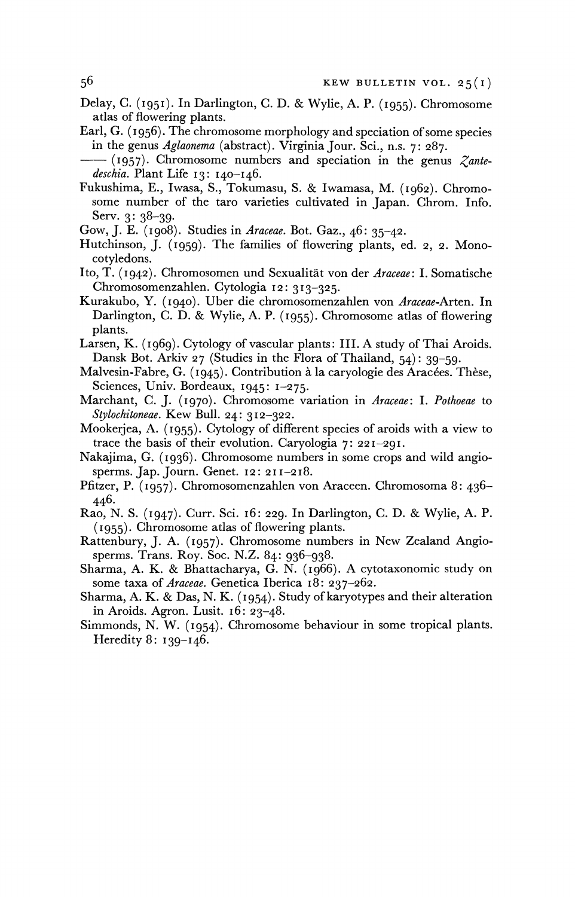Delay, C. (1951). In Darlington, C. D. & Wylie, A. P. (1955). Chromosome atlas of flowering plants.

Earl, G. (1956). The chromosome morphology and speciation of some species in the genus *Aglaonema* (abstract). Virginia Jour. Sci., n.s. 7: 287.

—— (1957). Chromosome numbers and speciation in the genus *Zantedeschia*. Plant Life 13: 140–146.

Fukushima, E., Iwasa, S., Tokumasu, S. & Iwamasa, M. (1962). Chromosome number of the taro varieties cultivated in Japan. Chrom. Info. Serv. 3: 38–39.

Gow, J. E. (1908). Studies in *Araceae*. Bot. Gaz., 46: 35–42.

Hutchinson, J. (1959). The families of flowering plants, ed. 2, 2. Monocotyledons.

Ito, T. (1942). Chromosomen und Sexualität von der *Araceae*: I. Somatische Chromosomenzahlen. Cytologia 12: 313–325.

Kurakubo, Y. (1940). Uber die chromosomenzahlen von *Araceae*-Arten. In Darlington, C. D. & Wylie, A. P. (1955). Chromosome atlas of flowering plants.

Larsen, K. (1969). Cytology of vascular plants: III. A study of Thai Aroids. Dansk Bot. Arkiv 27 (Studies in the Flora of Thailand, 54): 39–59.

Malvesin-Fabre, G. (1945). Contribution à la caryologie des Aracées. Thèse, Sciences, Univ. Bordeaux, 1945: 1–275.

Marchant, C. J. (1970). Chromosome variation in *Araceae*: I. *Pothoeae* to *Stylochitoneae*. Kew Bull. 24: 312–322.

Mookerjea, A. (1955). Cytology of different species of aroids with a view to trace the basis of their evolution. Caryologia 7: 221–291.

Nakajima, G. (1936). Chromosome numbers in some crops and wild angiosperms. Jap. Journ. Genet. 12: 211–218.

Pfitzer, P. (1957). Chromosomenzahlen von Araceen. Chromosoma 8: 436–446.

Rao, N. S. (1947). Curr. Sci. 16: 229. In Darlington, C. D. & Wylie, A. P. (1955). Chromosome atlas of flowering plants.

Rattenbury, J. A. (1957). Chromosome numbers in New Zealand Angiosperms. Trans. Roy. Soc. N.Z. 84: 936–938.

Sharma, A. K. & Bhattacharya, G. N. (1966). A cytotaxonomic study on some taxa of *Araceae*. Genetica Iberica 18: 237–262.

Sharma, A. K. & Das, N. K. (1954). Study of karyotypes and their alteration in Aroids. Agron. Lusit. 16: 23–48.

Simmonds, N. W. (1954). Chromosome behaviour in some tropical plants. Heredity 8: 139–146.